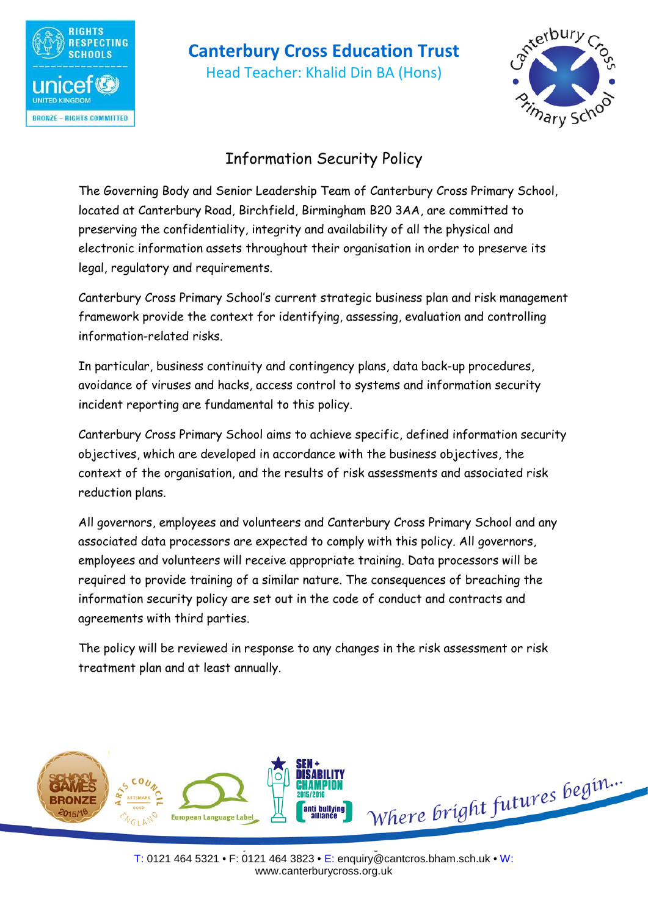# Canterbury Cross Education Trust

Head Teacher: Khalid Din BA (Hons)

## Information Security Policy

The Governing Body and Senior Leadership Team of Canterbury Cross Primary School, located at Canterbury Road, Birchfield, Birmingham B20 3AA, are committed to preserving the confidentiality, integrity and availability of all the physical and electronic information assets throughout their organisation in order to preserve its legal, regulatory and requirements.

Canterbury Cross Primary School's current strategic business plan and risk management framework provide the context for identifying, assessing, evaluation and controlling information-related risks.

In particular, business continuity and contingency plans, data back-up procedures, avoidance of viruses and hacks, access control to systems and information security incident reporting are fundamental to this policy.

Canterbury Cross Primary School aims to achieve specific, defined information security objectives, which are developed in accordance with the business objectives, the context of the organisation, and the results of risk assessments and associated risk reduction plans.

All governors, employees and volunteers and Canterbury Cross Primary School and any associated data processors are expected to comply with this policy. All governors, employees and volunteers will receive appropriate training. Data processors will be required to provide training of a similar nature. The consequences of breaching the information security policy are set out in the code of conduct and contracts and agreements with third parties.

The policy will be reviewed in response to any changes in the risk assessment or risk treatment plan and at least annually.

Where bright futures begin...

T: 0121 464 5321 • F: 0121 464 3823 • E: enquiry@cantcros.bham.sch.uk • W: www.canterburycross.org.uk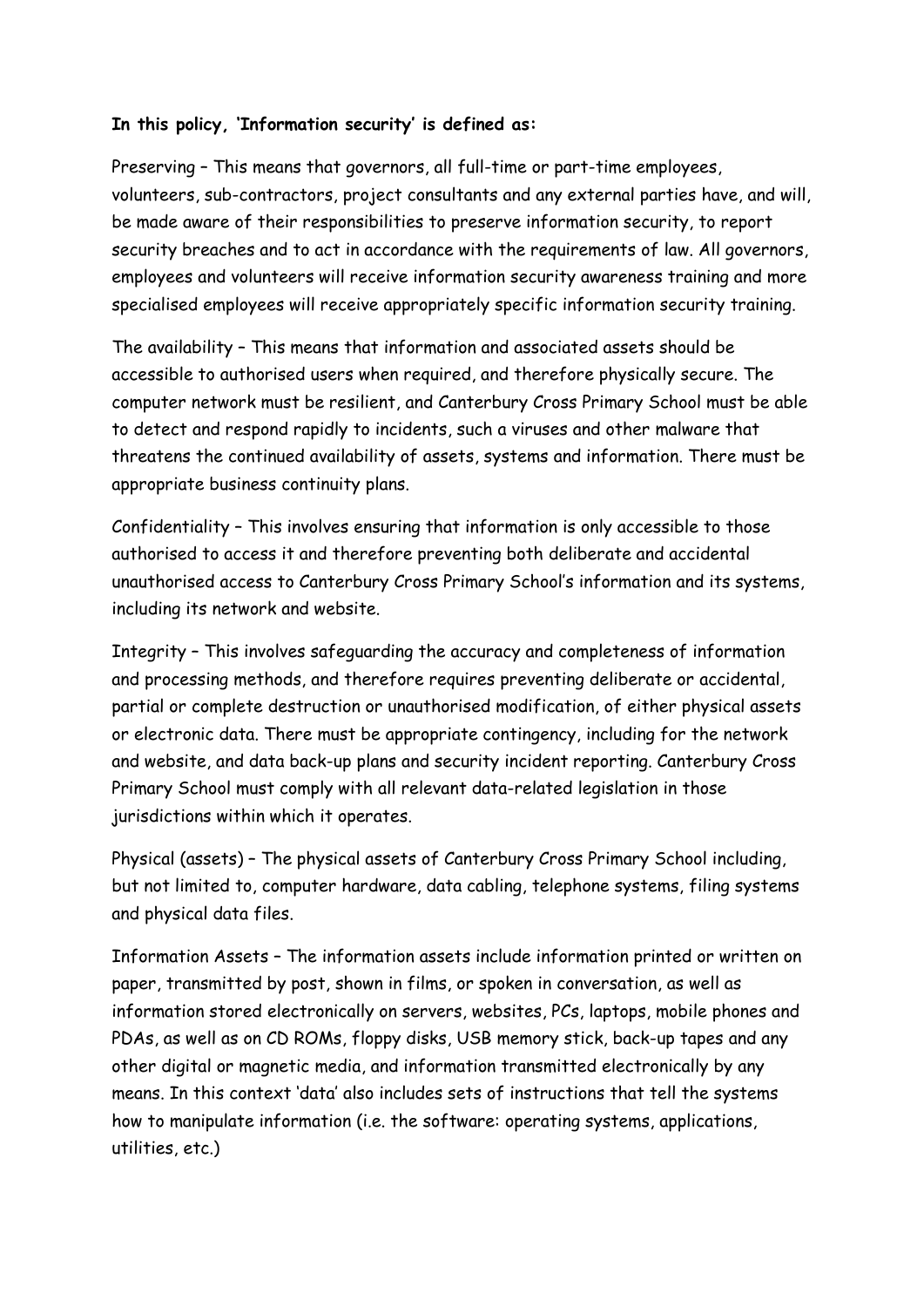**In this policy, 'Information security' is defined as:**

Preserving – This means that governors, all full-time or part-time employees, volunteers, sub-contractors, project consultants and any external parties have, and will, be made aware of their responsibilities to preserve information security, to report security breaches and to act in accordance with the requirements of law. All governors, employees and volunteers will receive information security awareness training and more specialised employees will receive appropriately specific information security training.

The availability – This means that information and associated assets should be accessible to authorised users when required, and therefore physically secure. The computer network must be resilient, and Canterbury Cross Primary School must be able to detect and respond rapidly to incidents, such a viruses and other malware that threatens the continued availability of assets, systems and information. There must be appropriate business continuity plans.

Confidentiality – This involves ensuring that information is only accessible to those authorised to access it and therefore preventing both deliberate and accidental unauthorised access to Canterbury Cross Primary School's information and its systems, including its network and website.

Integrity – This involves safeguarding the accuracy and completeness of information and processing methods, and therefore requires preventing deliberate or accidental, partial or complete destruction or unauthorised modification, of either physical assets or electronic data. There must be appropriate contingency, including for the network and website, and data back-up plans and security incident reporting. Canterbury Cross Primary School must comply with all relevant data-related legislation in those jurisdictions within which it operates.

Physical (assets) – The physical assets of Canterbury Cross Primary School including, but not limited to, computer hardware, data cabling, telephone systems, filing systems and physical data files.

Information Assets – The information assets include information printed or written on paper, transmitted by post, shown in films, or spoken in conversation, as well as information stored electronically on servers, websites, PCs, laptops, mobile phones and PDAs, as well as on CD ROMs, floppy disks, USB memory stick, back-up tapes and any other digital or magnetic media, and information transmitted electronically by any means. In this context 'data' also includes sets of instructions that tell the systems how to manipulate information (i.e. the software: operating systems, applications, utilities, etc.)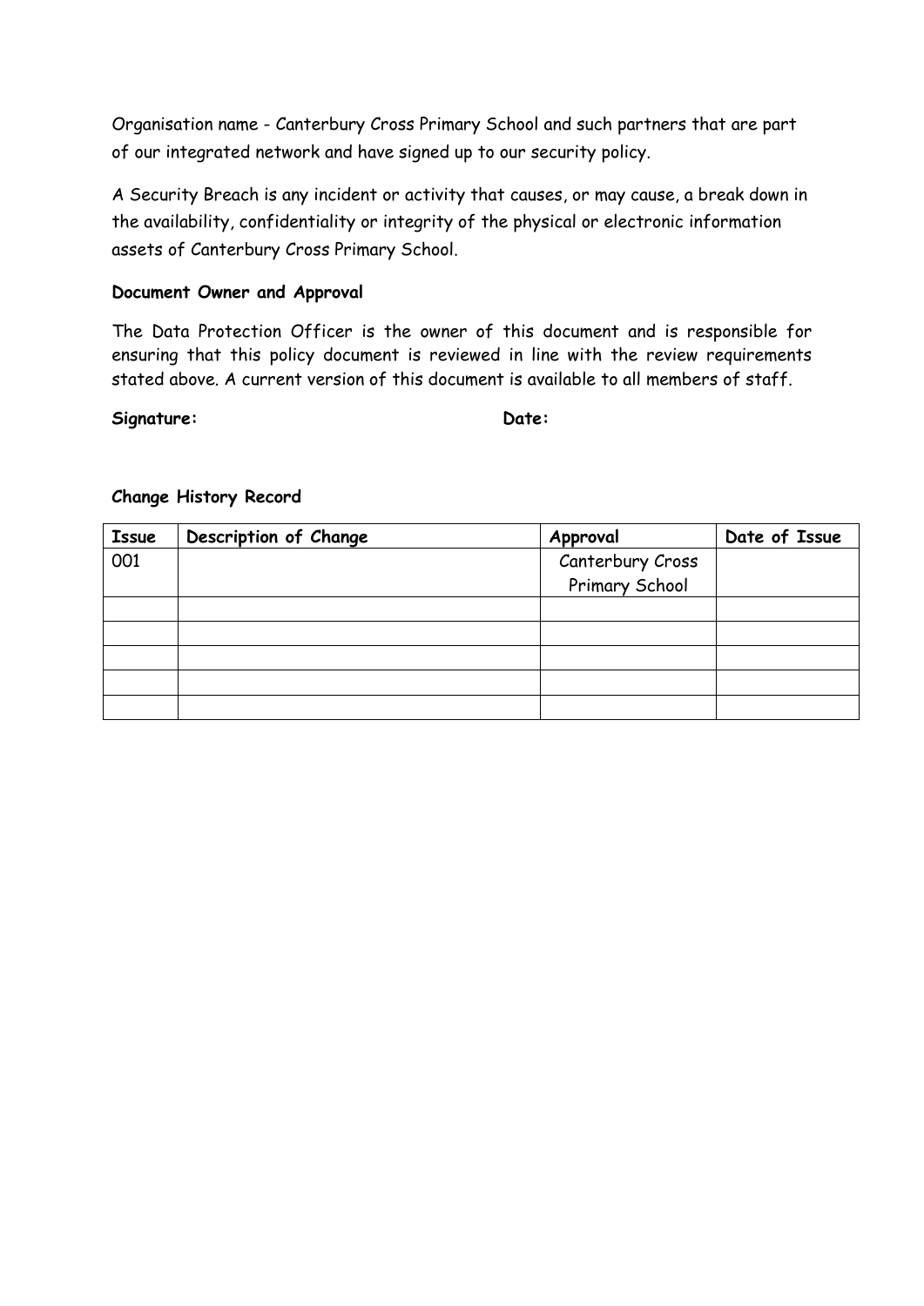Organisation name - Canterbury Cross Primary School and such partners that are part of our integrated network and have signed up to our security policy.

A Security Breach is any incident or activity that causes, or may cause, a break down in the availability, confidentiality or integrity of the physical or electronic information assets of Canterbury Cross Primary School.

**Document Owner and Approval**

The Data Protection Officer is the owner of this document and is responsible for ensuring that this policy document is reviewed in line with the review requirements stated above. A current version of this document is available to all members of staff.

**Signature:** **Date:**

**Change History Record**

| Issue | Description of Change | Approval | Date of Issue |
|---|---|---|---|
| 001 | | Canterbury Cross Primary School | |
| | | | |
| | | | |
| | | | |
| | | | |
| | | | |